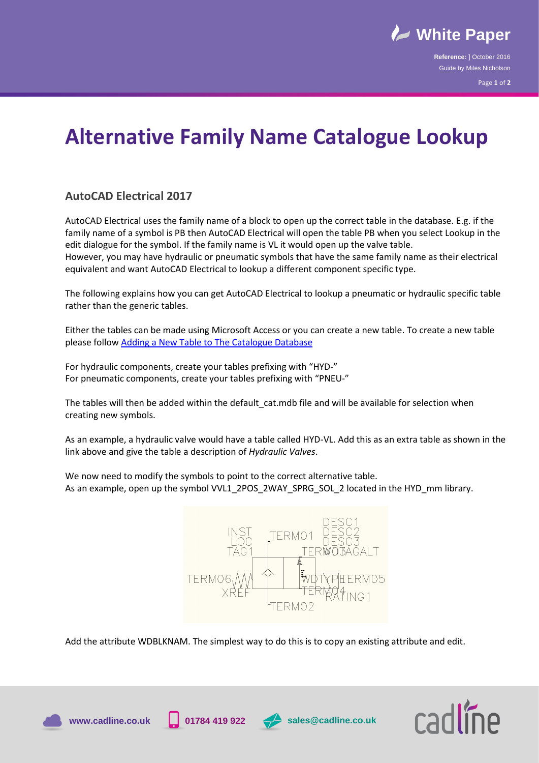# Alternative Family Name Catalogue Lookup

## AutoCAD Electrical 2017

AutoCAD Electrical uses the family name of a block to open up the correct table in the database. E.g. if the family name of a symbol is PB then AutoCAD Electrical will open the table PB when you select Lookup in the edit dialogue for the symbol. If the family name is VL it would open up the valve table.
However, you may have hydraulic or pneumatic symbols that have the same family name as their electrical equivalent and want AutoCAD Electrical to lookup a different component specific type.

The following explains how you can get AutoCAD Electrical to lookup a pneumatic or hydraulic specific table rather than the generic tables.

Either the tables can be made using Microsoft Access or you can create a new table. To create a new table please follow [Adding a New Table to The Catalogue Database]()

For hydraulic components, create your tables prefixing with "HYD-"
For pneumatic components, create your tables prefixing with "PNEU-"

The tables will then be added within the default_cat.mdb file and will be available for selection when creating new symbols.

As an example, a hydraulic valve would have a table called HYD-VL. Add this as an extra table as shown in the link above and give the table a description of *Hydraulic Valves*.

We now need to modify the symbols to point to the correct alternative table.
As an example, open up the symbol VVL1_2POS_2WAY_SPRG_SOL_2 located in the HYD_mm library.

Add the attribute WDBLKNAM. The simplest way to do this is to copy an existing attribute and edit.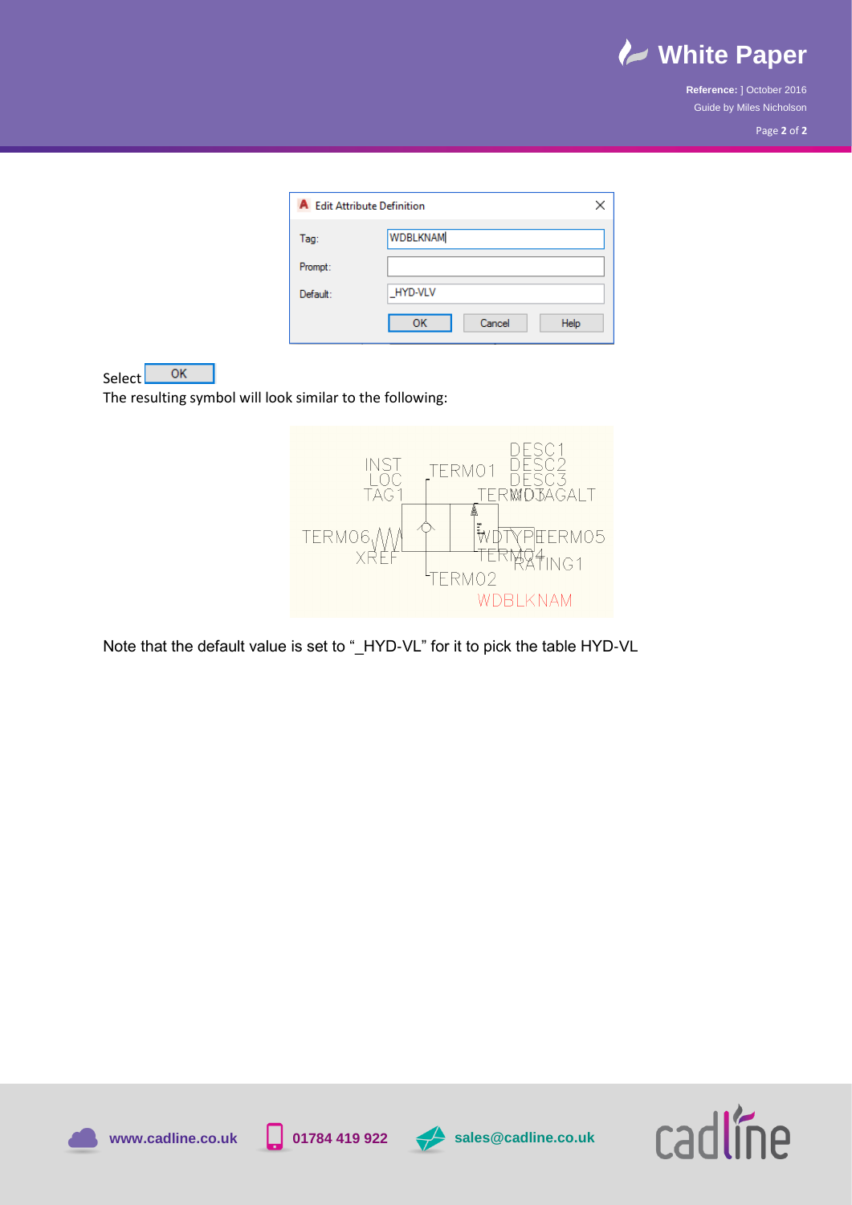Edit Attribute Definition

Tag: WDBLKNAM

Prompt:

Default: _HYD-VLV

OK Cancel Help

Select OK

The resulting symbol will look similar to the following:

INST
LOC
TAG1
TERM01
DESC1
DESC2
DESC3
TERM03
WDTAGALT
TERM06
XREF
WDTYPE
TERM05
TERM04
RATING1
TERM02
WDBLKNAM

Note that the default value is set to "_HYD-VL" for it to pick the table HYD-VL

www.cadline.co.uk 01784 419 922 sales@cadline.co.uk